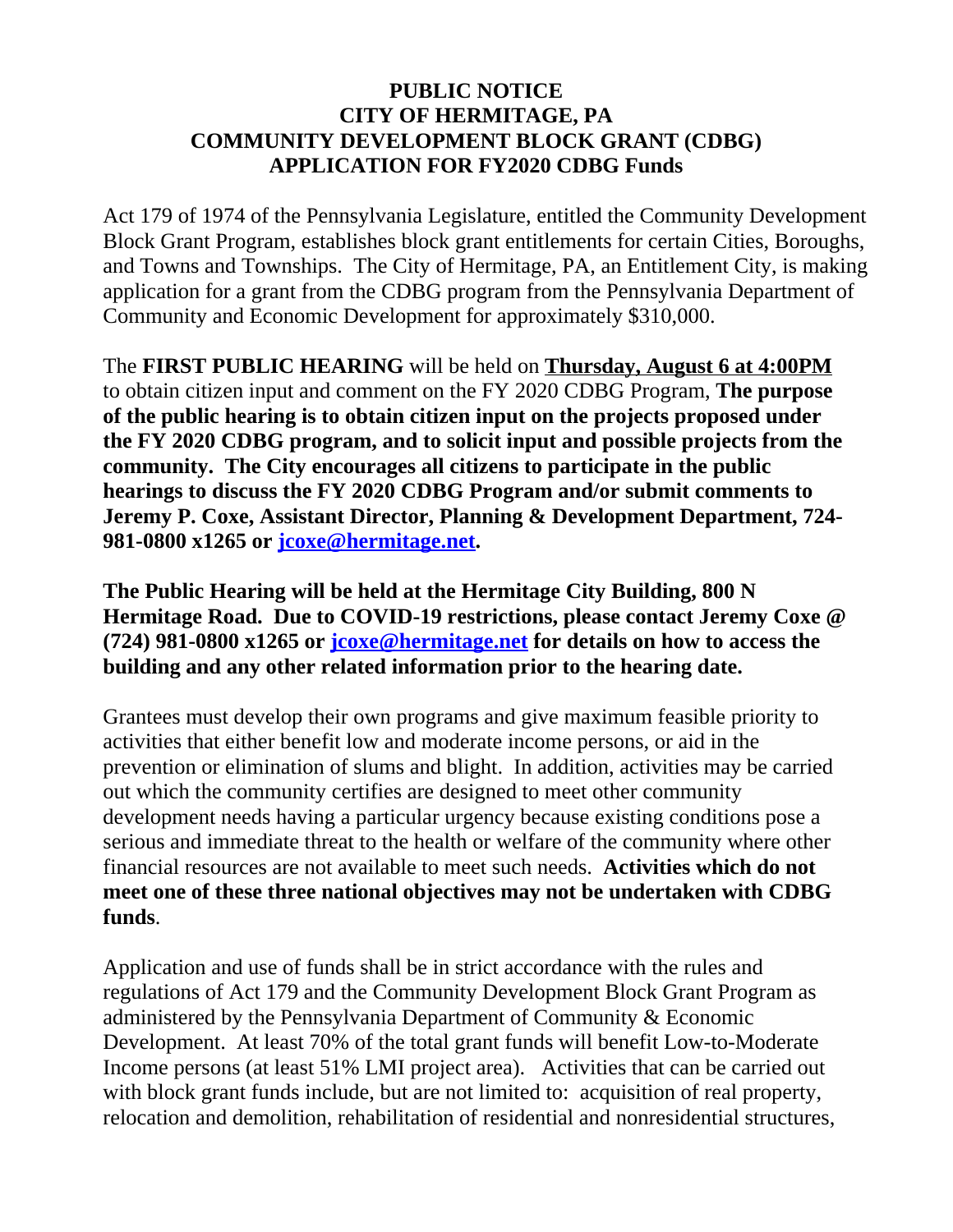# PUBLIC NOTICE
# CITY OF HERMITAGE, PA
# COMMUNITY DEVELOPMENT BLOCK GRANT (CDBG)
# APPLICATION FOR FY2020 CDBG Funds

Act 179 of 1974 of the Pennsylvania Legislature, entitled the Community Development Block Grant Program, establishes block grant entitlements for certain Cities, Boroughs, and Towns and Townships. The City of Hermitage, PA, an Entitlement City, is making application for a grant from the CDBG program from the Pennsylvania Department of Community and Economic Development for approximately $310,000.

The **FIRST PUBLIC HEARING** will be held on **Thursday, August 6 at 4:00PM** to obtain citizen input and comment on the FY 2020 CDBG Program, **The purpose of the public hearing is to obtain citizen input on the projects proposed under the FY 2020 CDBG program, and to solicit input and possible projects from the community. The City encourages all citizens to participate in the public hearings to discuss the FY 2020 CDBG Program and/or submit comments to Jeremy P. Coxe, Assistant Director, Planning & Development Department, 724-981-0800 x1265 or jcoxe@hermitage.net.**

**The Public Hearing will be held at the Hermitage City Building, 800 N Hermitage Road. Due to COVID-19 restrictions, please contact Jeremy Coxe @ (724) 981-0800 x1265 or jcoxe@hermitage.net for details on how to access the building and any other related information prior to the hearing date.**

Grantees must develop their own programs and give maximum feasible priority to activities that either benefit low and moderate income persons, or aid in the prevention or elimination of slums and blight. In addition, activities may be carried out which the community certifies are designed to meet other community development needs having a particular urgency because existing conditions pose a serious and immediate threat to the health or welfare of the community where other financial resources are not available to meet such needs. **Activities which do not meet one of these three national objectives may not be undertaken with CDBG funds**.

Application and use of funds shall be in strict accordance with the rules and regulations of Act 179 and the Community Development Block Grant Program as administered by the Pennsylvania Department of Community & Economic Development. At least 70% of the total grant funds will benefit Low-to-Moderate Income persons (at least 51% LMI project area). Activities that can be carried out with block grant funds include, but are not limited to: acquisition of real property, relocation and demolition, rehabilitation of residential and nonresidential structures,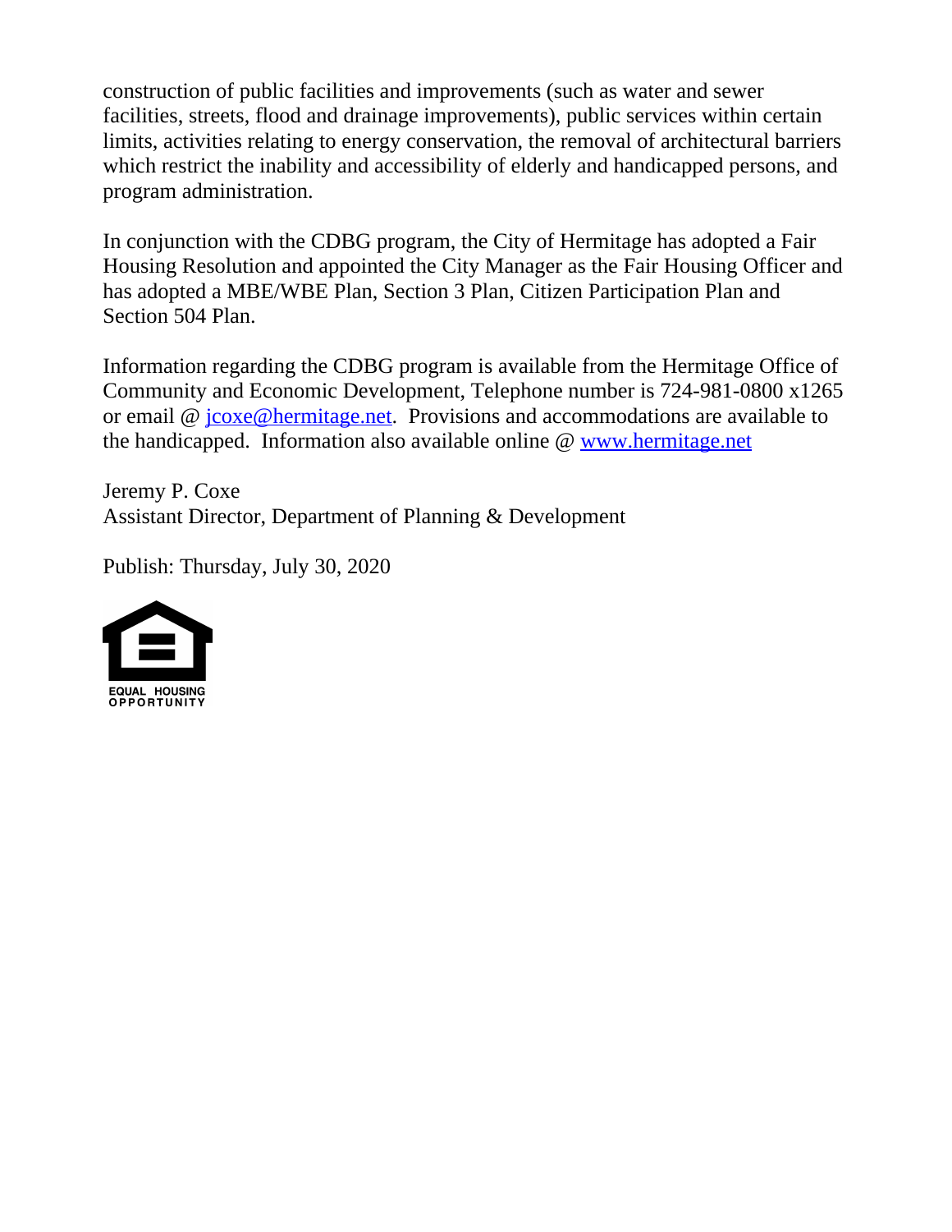construction of public facilities and improvements (such as water and sewer facilities, streets, flood and drainage improvements), public services within certain limits, activities relating to energy conservation, the removal of architectural barriers which restrict the inability and accessibility of elderly and handicapped persons, and program administration.

In conjunction with the CDBG program, the City of Hermitage has adopted a Fair Housing Resolution and appointed the City Manager as the Fair Housing Officer and has adopted a MBE/WBE Plan, Section 3 Plan, Citizen Participation Plan and Section 504 Plan.

Information regarding the CDBG program is available from the Hermitage Office of Community and Economic Development, Telephone number is 724-981-0800 x1265 or email @ [jcoxe@hermitage.net](mailto:jcoxe@hermitage.net). Provisions and accommodations are available to the handicapped. Information also available online @ [www.hermitage.net](http://www.hermitage.net)

Jeremy P. Coxe
Assistant Director, Department of Planning & Development

Publish: Thursday, July 30, 2020

EQUAL HOUSING OPPORTUNITY